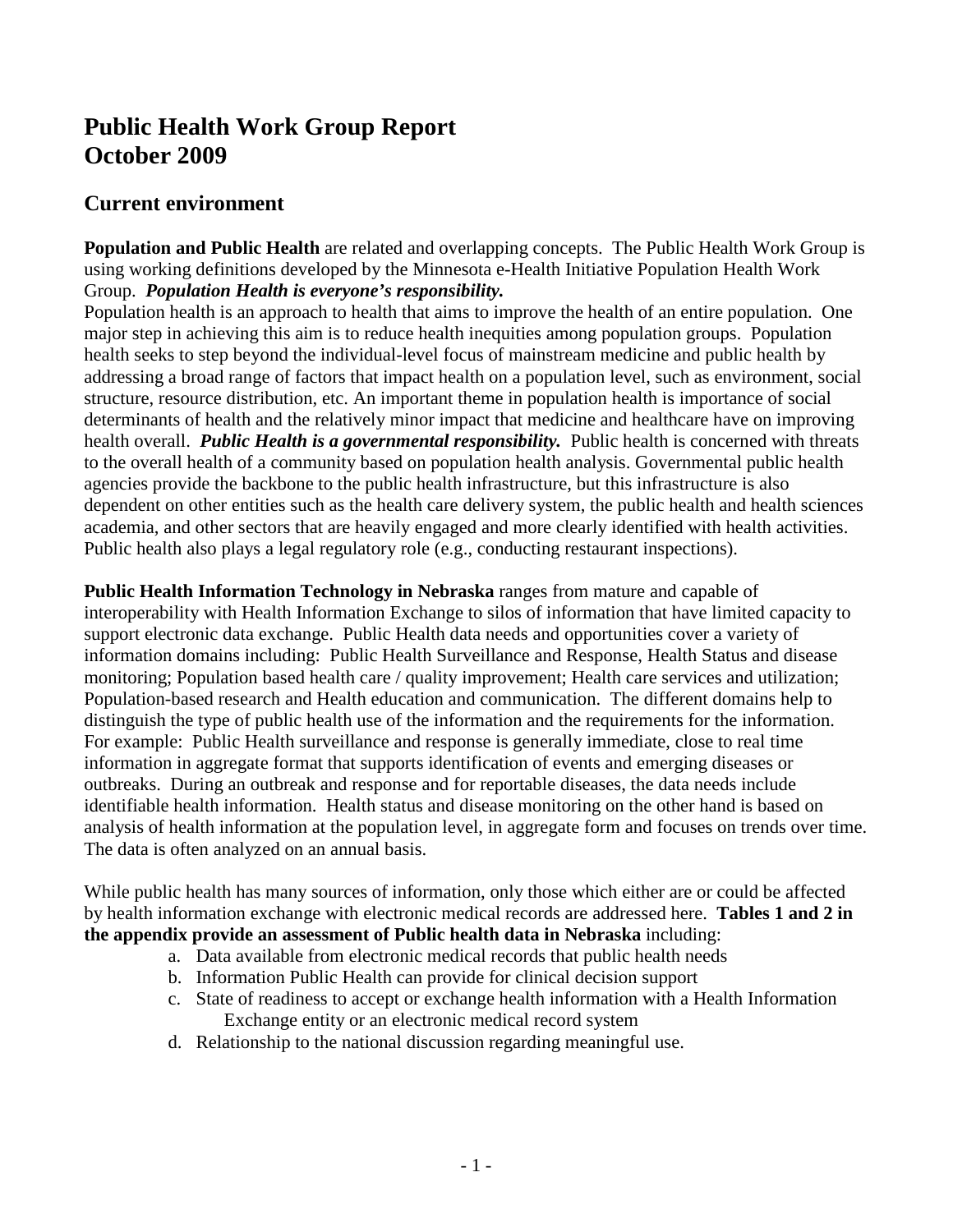# Public Health Work Group Report
# October 2009

## Current environment

**Population and Public Health** are related and overlapping concepts. The Public Health Work Group is using working definitions developed by the Minnesota e-Health Initiative Population Health Work Group. ***Population Health is everyone's responsibility.***
Population health is an approach to health that aims to improve the health of an entire population. One major step in achieving this aim is to reduce health inequities among population groups. Population health seeks to step beyond the individual-level focus of mainstream medicine and public health by addressing a broad range of factors that impact health on a population level, such as environment, social structure, resource distribution, etc. An important theme in population health is importance of social determinants of health and the relatively minor impact that medicine and healthcare have on improving health overall. ***Public Health is a governmental responsibility.*** Public health is concerned with threats to the overall health of a community based on population health analysis. Governmental public health agencies provide the backbone to the public health infrastructure, but this infrastructure is also dependent on other entities such as the health care delivery system, the public health and health sciences academia, and other sectors that are heavily engaged and more clearly identified with health activities. Public health also plays a legal regulatory role (e.g., conducting restaurant inspections).

**Public Health Information Technology in Nebraska** ranges from mature and capable of interoperability with Health Information Exchange to silos of information that have limited capacity to support electronic data exchange. Public Health data needs and opportunities cover a variety of information domains including: Public Health Surveillance and Response, Health Status and disease monitoring; Population based health care / quality improvement; Health care services and utilization; Population-based research and Health education and communication. The different domains help to distinguish the type of public health use of the information and the requirements for the information. For example: Public Health surveillance and response is generally immediate, close to real time information in aggregate format that supports identification of events and emerging diseases or outbreaks. During an outbreak and response and for reportable diseases, the data needs include identifiable health information. Health status and disease monitoring on the other hand is based on analysis of health information at the population level, in aggregate form and focuses on trends over time. The data is often analyzed on an annual basis.

While public health has many sources of information, only those which either are or could be affected by health information exchange with electronic medical records are addressed here. **Tables 1 and 2 in the appendix provide an assessment of Public health data in Nebraska** including:

a. Data available from electronic medical records that public health needs
b. Information Public Health can provide for clinical decision support
c. State of readiness to accept or exchange health information with a Health Information Exchange entity or an electronic medical record system
d. Relationship to the national discussion regarding meaningful use.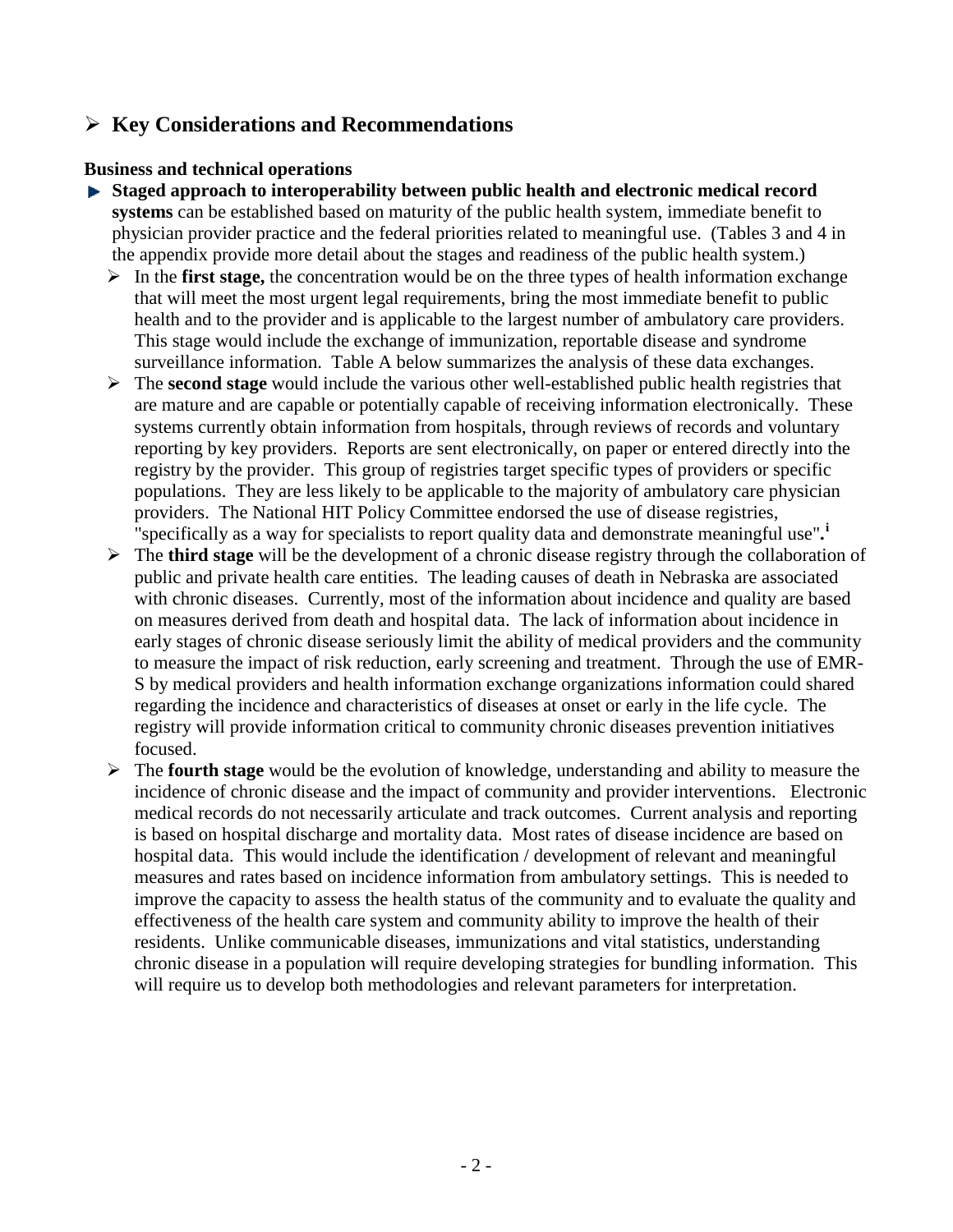## Key Considerations and Recommendations

**Business and technical operations**

- **Staged approach to interoperability between public health and electronic medical record systems** can be established based on maturity of the public health system, immediate benefit to physician provider practice and the federal priorities related to meaningful use. (Tables 3 and 4 in the appendix provide more detail about the stages and readiness of the public health system.)
  - In the **first stage,** the concentration would be on the three types of health information exchange that will meet the most urgent legal requirements, bring the most immediate benefit to public health and to the provider and is applicable to the largest number of ambulatory care providers. This stage would include the exchange of immunization, reportable disease and syndrome surveillance information. Table A below summarizes the analysis of these data exchanges.
  - The **second stage** would include the various other well-established public health registries that are mature and are capable or potentially capable of receiving information electronically. These systems currently obtain information from hospitals, through reviews of records and voluntary reporting by key providers. Reports are sent electronically, on paper or entered directly into the registry by the provider. This group of registries target specific types of providers or specific populations. They are less likely to be applicable to the majority of ambulatory care physician providers. The National HIT Policy Committee endorsed the use of disease registries, "specifically as a way for specialists to report quality data and demonstrate meaningful use".[i]
  - The **third stage** will be the development of a chronic disease registry through the collaboration of public and private health care entities. The leading causes of death in Nebraska are associated with chronic diseases. Currently, most of the information about incidence and quality are based on measures derived from death and hospital data. The lack of information about incidence in early stages of chronic disease seriously limit the ability of medical providers and the community to measure the impact of risk reduction, early screening and treatment. Through the use of EMR-S by medical providers and health information exchange organizations information could shared regarding the incidence and characteristics of diseases at onset or early in the life cycle. The registry will provide information critical to community chronic diseases prevention initiatives focused.
  - The **fourth stage** would be the evolution of knowledge, understanding and ability to measure the incidence of chronic disease and the impact of community and provider interventions. Electronic medical records do not necessarily articulate and track outcomes. Current analysis and reporting is based on hospital discharge and mortality data. Most rates of disease incidence are based on hospital data. This would include the identification / development of relevant and meaningful measures and rates based on incidence information from ambulatory settings. This is needed to improve the capacity to assess the health status of the community and to evaluate the quality and effectiveness of the health care system and community ability to improve the health of their residents. Unlike communicable diseases, immunizations and vital statistics, understanding chronic disease in a population will require developing strategies for bundling information. This will require us to develop both methodologies and relevant parameters for interpretation.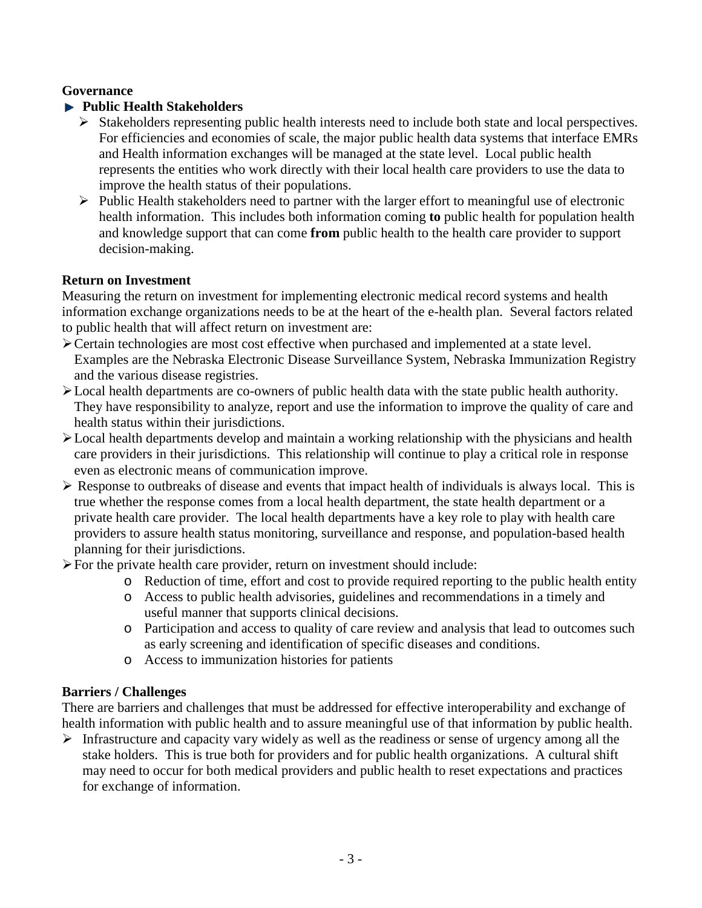**Governance**

- **Public Health Stakeholders**
  - Stakeholders representing public health interests need to include both state and local perspectives. For efficiencies and economies of scale, the major public health data systems that interface EMRs and Health information exchanges will be managed at the state level. Local public health represents the entities who work directly with their local health care providers to use the data to improve the health status of their populations.
  - Public Health stakeholders need to partner with the larger effort to meaningful use of electronic health information. This includes both information coming **to** public health for population health and knowledge support that can come **from** public health to the health care provider to support decision-making.

**Return on Investment**

Measuring the return on investment for implementing electronic medical record systems and health information exchange organizations needs to be at the heart of the e-health plan. Several factors related to public health that will affect return on investment are:

- Certain technologies are most cost effective when purchased and implemented at a state level. Examples are the Nebraska Electronic Disease Surveillance System, Nebraska Immunization Registry and the various disease registries.
- Local health departments are co-owners of public health data with the state public health authority. They have responsibility to analyze, report and use the information to improve the quality of care and health status within their jurisdictions.
- Local health departments develop and maintain a working relationship with the physicians and health care providers in their jurisdictions. This relationship will continue to play a critical role in response even as electronic means of communication improve.
- Response to outbreaks of disease and events that impact health of individuals is always local. This is true whether the response comes from a local health department, the state health department or a private health care provider. The local health departments have a key role to play with health care providers to assure health status monitoring, surveillance and response, and population-based health planning for their jurisdictions.
- For the private health care provider, return on investment should include:
  - Reduction of time, effort and cost to provide required reporting to the public health entity
  - Access to public health advisories, guidelines and recommendations in a timely and useful manner that supports clinical decisions.
  - Participation and access to quality of care review and analysis that lead to outcomes such as early screening and identification of specific diseases and conditions.
  - Access to immunization histories for patients

**Barriers / Challenges**

There are barriers and challenges that must be addressed for effective interoperability and exchange of health information with public health and to assure meaningful use of that information by public health.

- Infrastructure and capacity vary widely as well as the readiness or sense of urgency among all the stake holders. This is true both for providers and for public health organizations. A cultural shift may need to occur for both medical providers and public health to reset expectations and practices for exchange of information.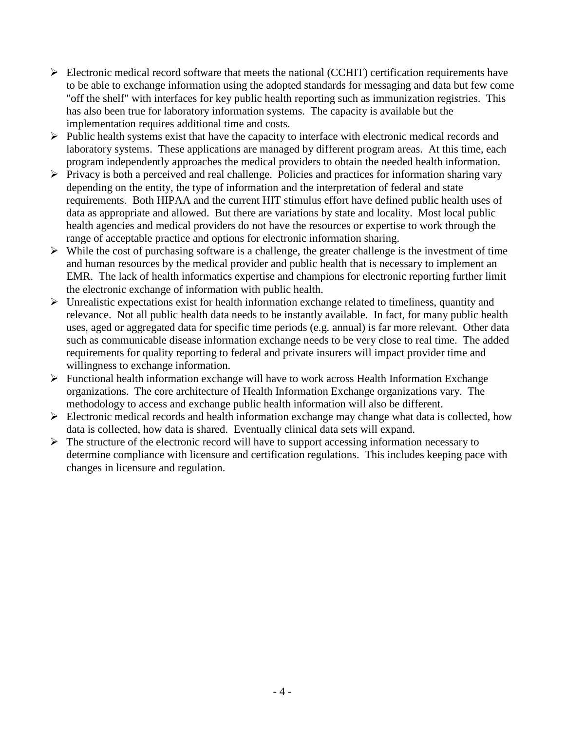- Electronic medical record software that meets the national (CCHIT) certification requirements have to be able to exchange information using the adopted standards for messaging and data but few come "off the shelf" with interfaces for key public health reporting such as immunization registries. This has also been true for laboratory information systems. The capacity is available but the implementation requires additional time and costs.
- Public health systems exist that have the capacity to interface with electronic medical records and laboratory systems. These applications are managed by different program areas. At this time, each program independently approaches the medical providers to obtain the needed health information.
- Privacy is both a perceived and real challenge. Policies and practices for information sharing vary depending on the entity, the type of information and the interpretation of federal and state requirements. Both HIPAA and the current HIT stimulus effort have defined public health uses of data as appropriate and allowed. But there are variations by state and locality. Most local public health agencies and medical providers do not have the resources or expertise to work through the range of acceptable practice and options for electronic information sharing.
- While the cost of purchasing software is a challenge, the greater challenge is the investment of time and human resources by the medical provider and public health that is necessary to implement an EMR. The lack of health informatics expertise and champions for electronic reporting further limit the electronic exchange of information with public health.
- Unrealistic expectations exist for health information exchange related to timeliness, quantity and relevance. Not all public health data needs to be instantly available. In fact, for many public health uses, aged or aggregated data for specific time periods (e.g. annual) is far more relevant. Other data such as communicable disease information exchange needs to be very close to real time. The added requirements for quality reporting to federal and private insurers will impact provider time and willingness to exchange information.
- Functional health information exchange will have to work across Health Information Exchange organizations. The core architecture of Health Information Exchange organizations vary. The methodology to access and exchange public health information will also be different.
- Electronic medical records and health information exchange may change what data is collected, how data is collected, how data is shared. Eventually clinical data sets will expand.
- The structure of the electronic record will have to support accessing information necessary to determine compliance with licensure and certification regulations. This includes keeping pace with changes in licensure and regulation.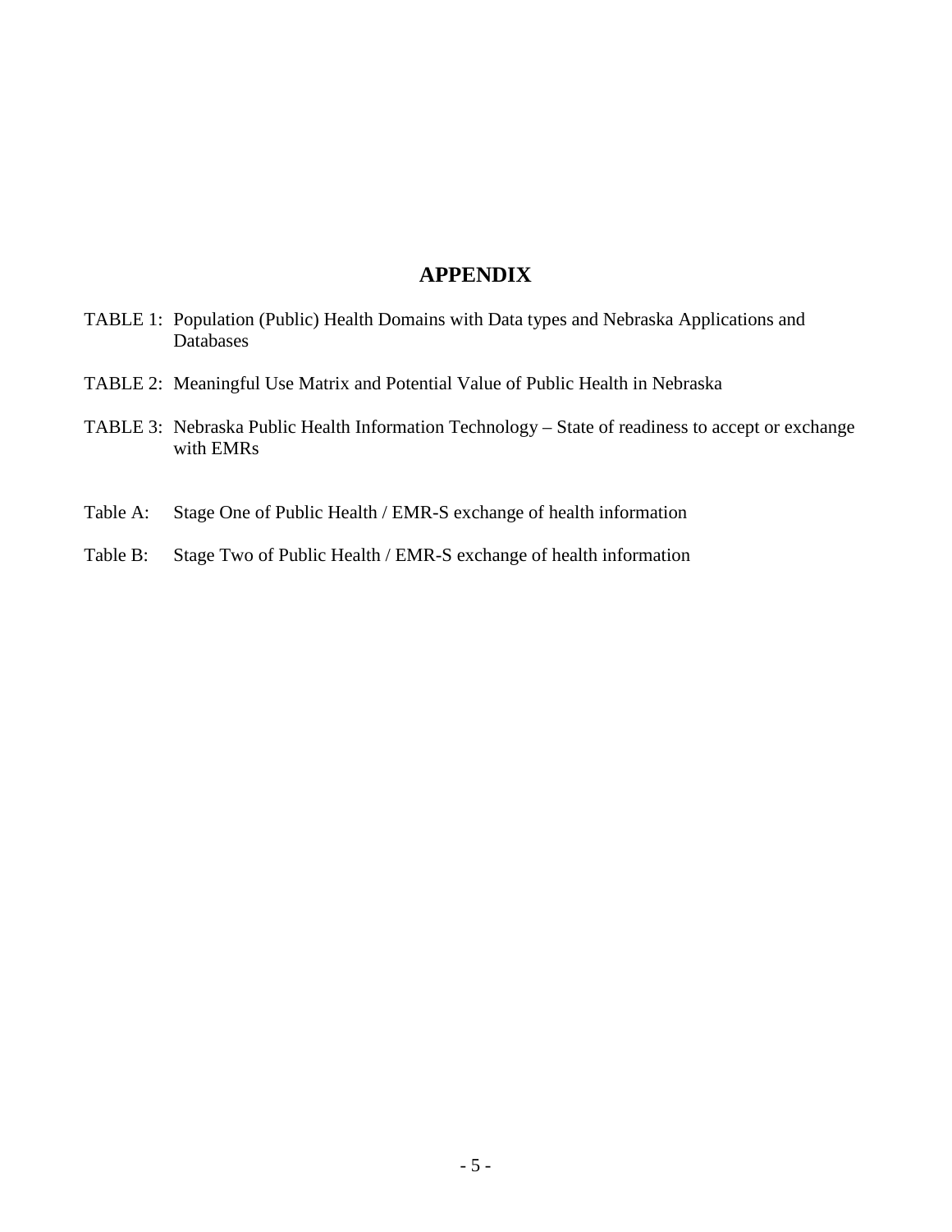# APPENDIX

TABLE 1: Population (Public) Health Domains with Data types and Nebraska Applications and Databases

TABLE 2: Meaningful Use Matrix and Potential Value of Public Health in Nebraska

TABLE 3: Nebraska Public Health Information Technology – State of readiness to accept or exchange with EMRs

Table A: Stage One of Public Health / EMR-S exchange of health information

Table B: Stage Two of Public Health / EMR-S exchange of health information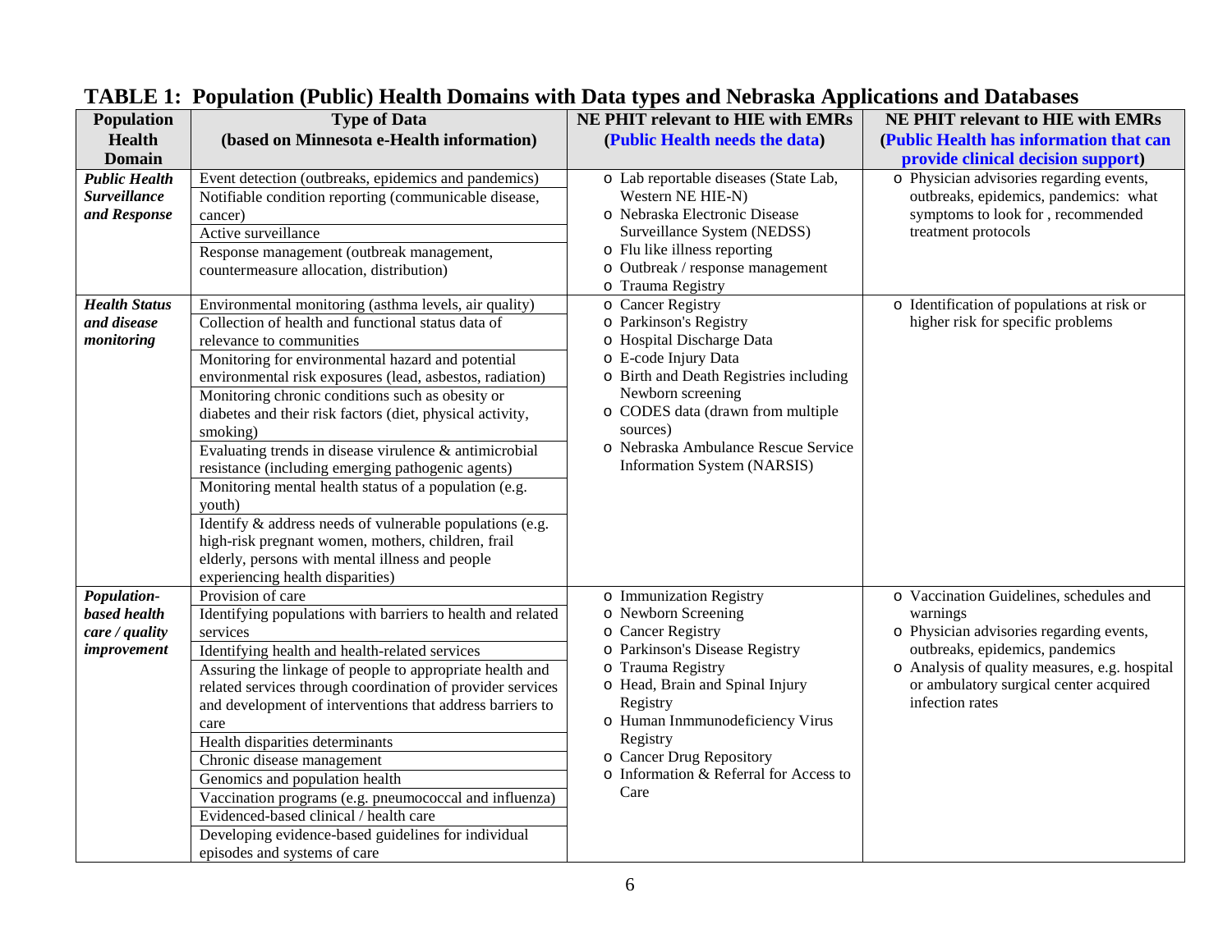# TABLE 1: Population (Public) Health Domains with Data types and Nebraska Applications and Databases

| Population Health Domain | Type of Data (based on Minnesota e-Health information) | NE PHIT relevant to HIE with EMRs (Public Health needs the data) | NE PHIT relevant to HIE with EMRs (Public Health has information that can provide clinical decision support) |
|---|---|---|---|
| ***Public Health Surveillance and Response*** | Event detection (outbreaks, epidemics and pandemics)<br>Notifiable condition reporting (communicable disease, cancer)<br>Active surveillance<br>Response management (outbreak management, countermeasure allocation, distribution) | o Lab reportable diseases (State Lab, Western NE HIE-N)<br>o Nebraska Electronic Disease Surveillance System (NEDSS)<br>o Flu like illness reporting<br>o Outbreak / response management<br>o Trauma Registry | o Physician advisories regarding events, outbreaks, epidemics, pandemics: what symptoms to look for , recommended treatment protocols |
| ***Health Status and disease monitoring*** | Environmental monitoring (asthma levels, air quality)<br>Collection of health and functional status data of relevance to communities<br>Monitoring for environmental hazard and potential environmental risk exposures (lead, asbestos, radiation)<br>Monitoring chronic conditions such as obesity or diabetes and their risk factors (diet, physical activity, smoking)<br>Evaluating trends in disease virulence & antimicrobial resistance (including emerging pathogenic agents)<br>Monitoring mental health status of a population (e.g. youth)<br>Identify & address needs of vulnerable populations (e.g. high-risk pregnant women, mothers, children, frail elderly, persons with mental illness and people experiencing health disparities) | o Cancer Registry<br>o Parkinson's Registry<br>o Hospital Discharge Data<br>o E-code Injury Data<br>o Birth and Death Registries including Newborn screening<br>o CODES data (drawn from multiple sources)<br>o Nebraska Ambulance Rescue Service Information System (NARSIS) | o Identification of populations at risk or higher risk for specific problems |
| ***Population-based health care / quality improvement*** | Provision of care<br>Identifying populations with barriers to health and related services<br>Identifying health and health-related services<br>Assuring the linkage of people to appropriate health and related services through coordination of provider services and development of interventions that address barriers to care<br>Health disparities determinants<br>Chronic disease management<br>Genomics and population health<br>Vaccination programs (e.g. pneumococcal and influenza)<br>Evidenced-based clinical / health care<br>Developing evidence-based guidelines for individual episodes and systems of care | o Immunization Registry<br>o Newborn Screening<br>o Cancer Registry<br>o Parkinson's Disease Registry<br>o Trauma Registry<br>o Head, Brain and Spinal Injury Registry<br>o Human Inmmunodeficiency Virus Registry<br>o Cancer Drug Repository<br>o Information & Referral for Access to Care | o Vaccination Guidelines, schedules and warnings<br>o Physician advisories regarding events, outbreaks, epidemics, pandemics<br>o Analysis of quality measures, e.g. hospital or ambulatory surgical center acquired infection rates |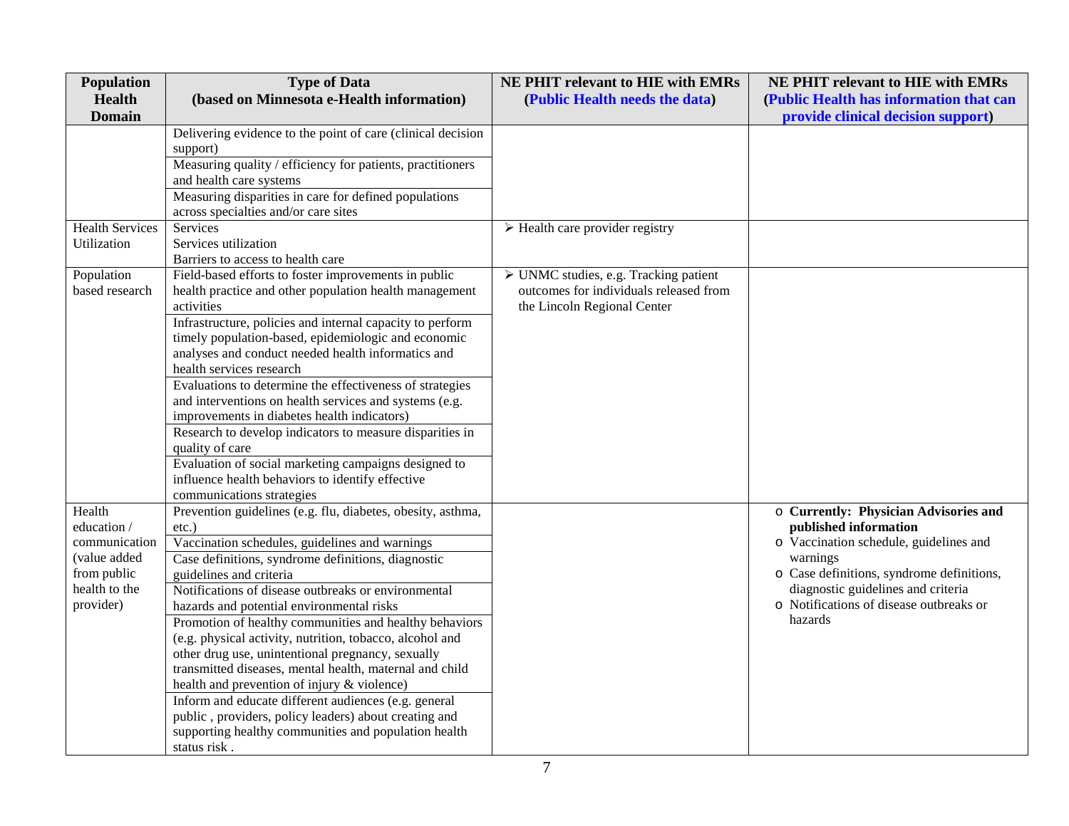| Population Health Domain | Type of Data (based on Minnesota e-Health information) | NE PHIT relevant to HIE with EMRs (Public Health needs the data) | NE PHIT relevant to HIE with EMRs (Public Health has information that can provide clinical decision support) |
|---|---|---|---|
| | Delivering evidence to the point of care (clinical decision support) | | |
| | Measuring quality / efficiency for patients, practitioners and health care systems | | |
| | Measuring disparities in care for defined populations across specialties and/or care sites | | |
| Health Services Utilization | Services<br>Services utilization<br>Barriers to access to health care | ➢ Health care provider registry | |
| Population based research | Field-based efforts to foster improvements in public health practice and other population health management activities | ➢ UNMC studies, e.g. Tracking patient outcomes for individuals released from the Lincoln Regional Center | |
| | Infrastructure, policies and internal capacity to perform timely population-based, epidemiologic and economic analyses and conduct needed health informatics and health services research | | |
| | Evaluations to determine the effectiveness of strategies and interventions on health services and systems (e.g. improvements in diabetes health indicators) | | |
| | Research to develop indicators to measure disparities in quality of care | | |
| | Evaluation of social marketing campaigns designed to influence health behaviors to identify effective communications strategies | | |
| Health education / communication (value added from public health to the provider) | Prevention guidelines (e.g. flu, diabetes, obesity, asthma, etc.) | | o **Currently: Physician Advisories and published information**<br>o Vaccination schedule, guidelines and warnings<br>o Case definitions, syndrome definitions, diagnostic guidelines and criteria<br>o Notifications of disease outbreaks or hazards |
| | Vaccination schedules, guidelines and warnings | | |
| | Case definitions, syndrome definitions, diagnostic guidelines and criteria | | |
| | Notifications of disease outbreaks or environmental hazards and potential environmental risks | | |
| | Promotion of healthy communities and healthy behaviors (e.g. physical activity, nutrition, tobacco, alcohol and other drug use, unintentional pregnancy, sexually transmitted diseases, mental health, maternal and child health and prevention of injury & violence) | | |
| | Inform and educate different audiences (e.g. general public , providers, policy leaders) about creating and supporting healthy communities and population health status risk . | | |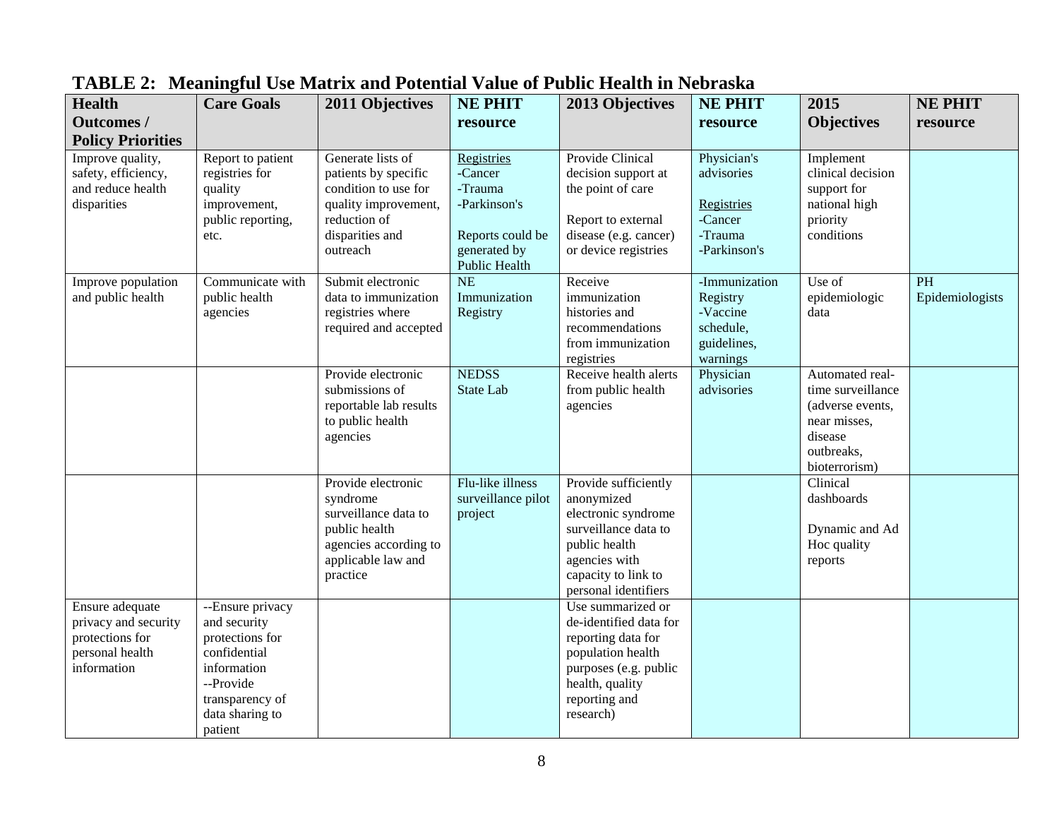## TABLE 2: Meaningful Use Matrix and Potential Value of Public Health in Nebraska

| Health Outcomes / Policy Priorities | Care Goals | 2011 Objectives | NE PHIT resource | 2013 Objectives | NE PHIT resource | 2015 Objectives | NE PHIT resource |
|---|---|---|---|---|---|---|---|
| Improve quality, safety, efficiency, and reduce health disparities | Report to patient registries for quality improvement, public reporting, etc. | Generate lists of patients by specific condition to use for quality improvement, reduction of disparities and outreach | Registries<br>-Cancer<br>-Trauma<br>-Parkinson's<br><br>Reports could be generated by Public Health | Provide Clinical decision support at the point of care<br><br>Report to external disease (e.g. cancer) or device registries | Physician's advisories<br><br>Registries<br>-Cancer<br>-Trauma<br>-Parkinson's | Implement clinical decision support for national high priority conditions | |
| Improve population and public health | Communicate with public health agencies | Submit electronic data to immunization registries where required and accepted | NE Immunization Registry | Receive immunization histories and recommendations from immunization registries | -Immunization Registry<br>-Vaccine schedule, guidelines, warnings | Use of epidemiologic data | PH Epidemiologists |
| | | Provide electronic submissions of reportable lab results to public health agencies | NEDSS<br>State Lab | Receive health alerts from public health agencies | Physician advisories | Automated real-time surveillance (adverse events, near misses, disease outbreaks, bioterrorism) | |
| | | Provide electronic syndrome surveillance data to public health agencies according to applicable law and practice | Flu-like illness surveillance pilot project | Provide sufficiently anonymized electronic syndrome surveillance data to public health agencies with capacity to link to personal identifiers | | Clinical dashboards<br><br>Dynamic and Ad Hoc quality reports | |
| Ensure adequate privacy and security protections for personal health information | --Ensure privacy and security protections for confidential information<br>--Provide transparency of data sharing to patient | | | Use summarized or de-identified data for reporting data for population health purposes (e.g. public health, quality reporting and research) | | | |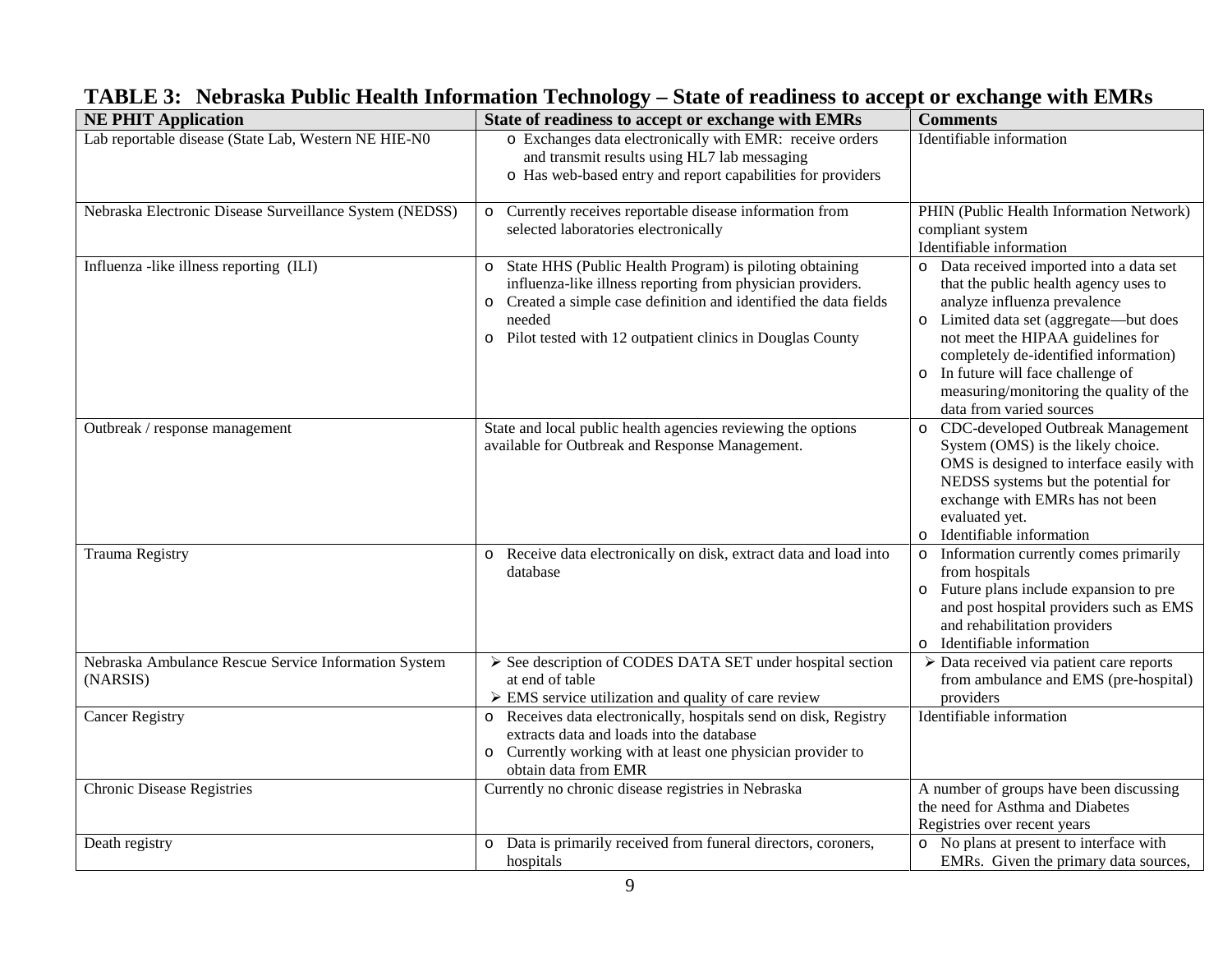**TABLE 3: Nebraska Public Health Information Technology – State of readiness to accept or exchange with EMRs**

| NE PHIT Application | State of readiness to accept or exchange with EMRs | Comments |
|---|---|---|
| Lab reportable disease (State Lab, Western NE HIE-N0 | o Exchanges data electronically with EMR: receive orders and transmit results using HL7 lab messaging<br>o Has web-based entry and report capabilities for providers | Identifiable information |
| Nebraska Electronic Disease Surveillance System (NEDSS) | o Currently receives reportable disease information from selected laboratories electronically | PHIN (Public Health Information Network) compliant system<br>Identifiable information |
| Influenza -like illness reporting (ILI) | o State HHS (Public Health Program) is piloting obtaining influenza-like illness reporting from physician providers.<br>o Created a simple case definition and identified the data fields needed<br>o Pilot tested with 12 outpatient clinics in Douglas County | o Data received imported into a data set that the public health agency uses to analyze influenza prevalence<br>o Limited data set (aggregate—but does not meet the HIPAA guidelines for completely de-identified information)<br>o In future will face challenge of measuring/monitoring the quality of the data from varied sources |
| Outbreak / response management | State and local public health agencies reviewing the options available for Outbreak and Response Management. | o CDC-developed Outbreak Management System (OMS) is the likely choice. OMS is designed to interface easily with NEDSS systems but the potential for exchange with EMRs has not been evaluated yet.<br>o Identifiable information |
| Trauma Registry | o Receive data electronically on disk, extract data and load into database | o Information currently comes primarily from hospitals<br>o Future plans include expansion to pre and post hospital providers such as EMS and rehabilitation providers<br>o Identifiable information |
| Nebraska Ambulance Rescue Service Information System (NARSIS) | ➢ See description of CODES DATA SET under hospital section at end of table<br>➢ EMS service utilization and quality of care review | ➢ Data received via patient care reports from ambulance and EMS (pre-hospital) providers |
| Cancer Registry | o Receives data electronically, hospitals send on disk, Registry extracts data and loads into the database<br>o Currently working with at least one physician provider to obtain data from EMR | Identifiable information |
| Chronic Disease Registries | Currently no chronic disease registries in Nebraska | A number of groups have been discussing the need for Asthma and Diabetes Registries over recent years |
| Death registry | o Data is primarily received from funeral directors, coroners, hospitals | o No plans at present to interface with EMRs. Given the primary data sources, |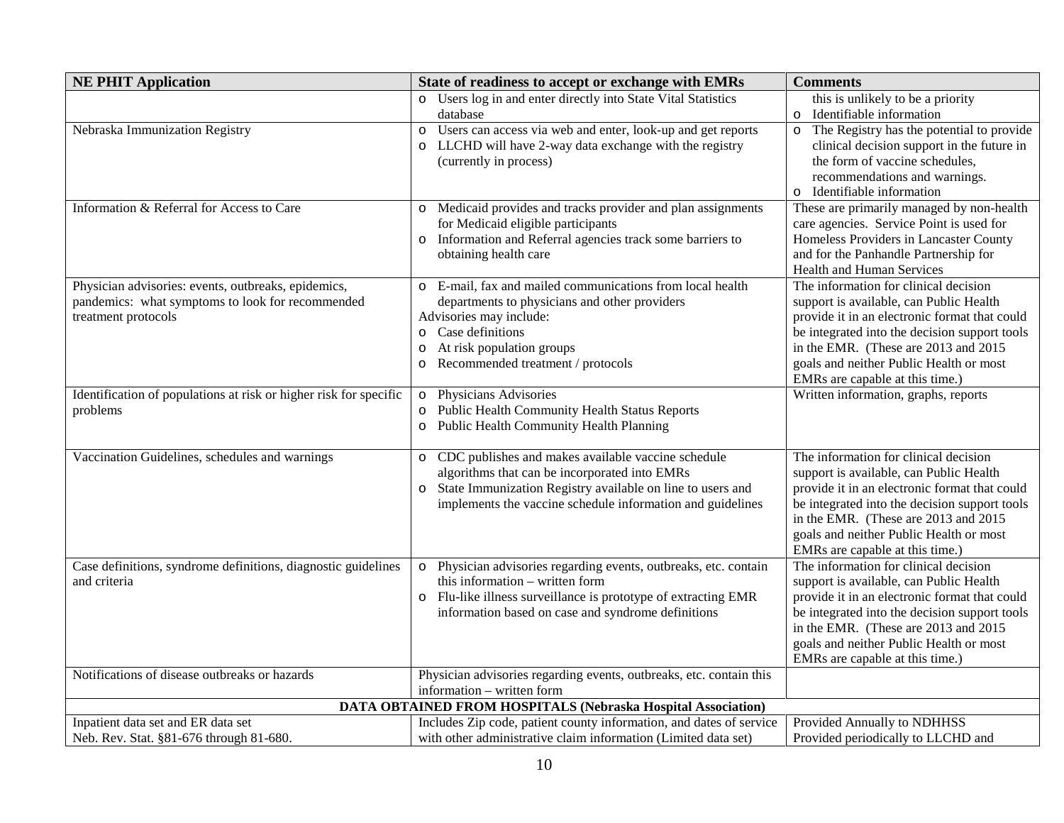| NE PHIT Application | State of readiness to accept or exchange with EMRs | Comments |
|---|---|---|
| | o Users log in and enter directly into State Vital Statistics database | this is unlikely to be a priority<br>o Identifiable information |
| Nebraska Immunization Registry | o Users can access via web and enter, look-up and get reports<br>o LLCHD will have 2-way data exchange with the registry (currently in process) | o The Registry has the potential to provide clinical decision support in the future in the form of vaccine schedules, recommendations and warnings.<br>o Identifiable information |
| Information & Referral for Access to Care | o Medicaid provides and tracks provider and plan assignments for Medicaid eligible participants<br>o Information and Referral agencies track some barriers to obtaining health care | These are primarily managed by non-health care agencies. Service Point is used for Homeless Providers in Lancaster County and for the Panhandle Partnership for Health and Human Services |
| Physician advisories: events, outbreaks, epidemics, pandemics: what symptoms to look for recommended treatment protocols | o E-mail, fax and mailed communications from local health departments to physicians and other providers<br>Advisories may include:<br>o Case definitions<br>o At risk population groups<br>o Recommended treatment / protocols | The information for clinical decision support is available, can Public Health provide it in an electronic format that could be integrated into the decision support tools in the EMR. (These are 2013 and 2015 goals and neither Public Health or most EMRs are capable at this time.) |
| Identification of populations at risk or higher risk for specific problems | o Physicians Advisories<br>o Public Health Community Health Status Reports<br>o Public Health Community Health Planning | Written information, graphs, reports |
| Vaccination Guidelines, schedules and warnings | o CDC publishes and makes available vaccine schedule algorithms that can be incorporated into EMRs<br>o State Immunization Registry available on line to users and implements the vaccine schedule information and guidelines | The information for clinical decision support is available, can Public Health provide it in an electronic format that could be integrated into the decision support tools in the EMR. (These are 2013 and 2015 goals and neither Public Health or most EMRs are capable at this time.) |
| Case definitions, syndrome definitions, diagnostic guidelines and criteria | o Physician advisories regarding events, outbreaks, etc. contain this information – written form<br>o Flu-like illness surveillance is prototype of extracting EMR information based on case and syndrome definitions | The information for clinical decision support is available, can Public Health provide it in an electronic format that could be integrated into the decision support tools in the EMR. (These are 2013 and 2015 goals and neither Public Health or most EMRs are capable at this time.) |
| Notifications of disease outbreaks or hazards | Physician advisories regarding events, outbreaks, etc. contain this information – written form | |
| **DATA OBTAINED FROM HOSPITALS (Nebraska Hospital Association)** | | |
| Inpatient data set and ER data set<br>Neb. Rev. Stat. §81-676 through 81-680. | Includes Zip code, patient county information, and dates of service with other administrative claim information (Limited data set) | Provided Annually to NDHHSS<br>Provided periodically to LLCHD and |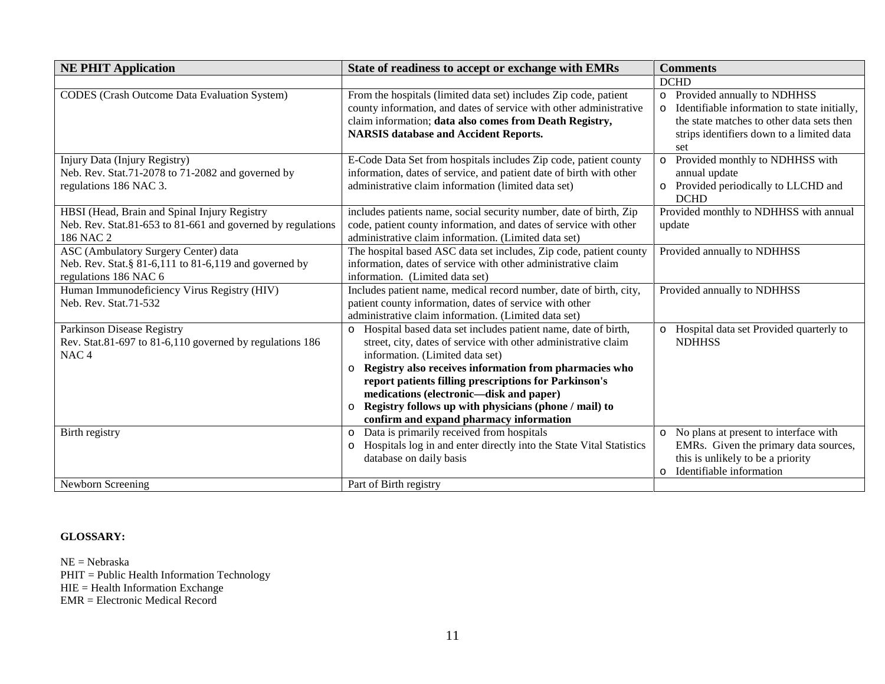| NE PHIT Application | State of readiness to accept or exchange with EMRs | Comments |
|---|---|---|
| | | DCHD |
| CODES (Crash Outcome Data Evaluation System) | From the hospitals (limited data set) includes Zip code, patient county information, and dates of service with other administrative claim information; **data also comes from Death Registry, NARSIS database and Accident Reports.** | o Provided annually to NDHHSS<br>o Identifiable information to state initially, the state matches to other data sets then strips identifiers down to a limited data set |
| Injury Data (Injury Registry)<br>Neb. Rev. Stat.71-2078 to 71-2082 and governed by regulations 186 NAC 3. | E-Code Data Set from hospitals includes Zip code, patient county information, dates of service, and patient date of birth with other administrative claim information (limited data set) | o Provided monthly to NDHHSS with annual update<br>o Provided periodically to LLCHD and DCHD |
| HBSI (Head, Brain and Spinal Injury Registry<br>Neb. Rev. Stat.81-653 to 81-661 and governed by regulations 186 NAC 2 | includes patients name, social security number, date of birth, Zip code, patient county information, and dates of service with other administrative claim information. (Limited data set) | Provided monthly to NDHHSS with annual update |
| ASC (Ambulatory Surgery Center) data<br>Neb. Rev. Stat.§ 81-6,111 to 81-6,119 and governed by regulations 186 NAC 6 | The hospital based ASC data set includes, Zip code, patient county information, dates of service with other administrative claim information. (Limited data set) | Provided annually to NDHHSS |
| Human Immunodeficiency Virus Registry (HIV)<br>Neb. Rev. Stat.71-532 | Includes patient name, medical record number, date of birth, city, patient county information, dates of service with other administrative claim information. (Limited data set) | Provided annually to NDHHSS |
| Parkinson Disease Registry<br>Rev. Stat.81-697 to 81-6,110 governed by regulations 186 NAC 4 | o Hospital based data set includes patient name, date of birth, street, city, dates of service with other administrative claim information. (Limited data set)<br>o **Registry also receives information from pharmacies who report patients filling prescriptions for Parkinson's medications (electronic—disk and paper)**<br>o **Registry follows up with physicians (phone / mail) to confirm and expand pharmacy information** | o Hospital data set Provided quarterly to NDHHSS |
| Birth registry | o Data is primarily received from hospitals<br>o Hospitals log in and enter directly into the State Vital Statistics database on daily basis | o No plans at present to interface with EMRs. Given the primary data sources, this is unlikely to be a priority<br>o Identifiable information |
| Newborn Screening | Part of Birth registry | |

**GLOSSARY:**

NE = Nebraska
PHIT = Public Health Information Technology
HIE = Health Information Exchange
EMR = Electronic Medical Record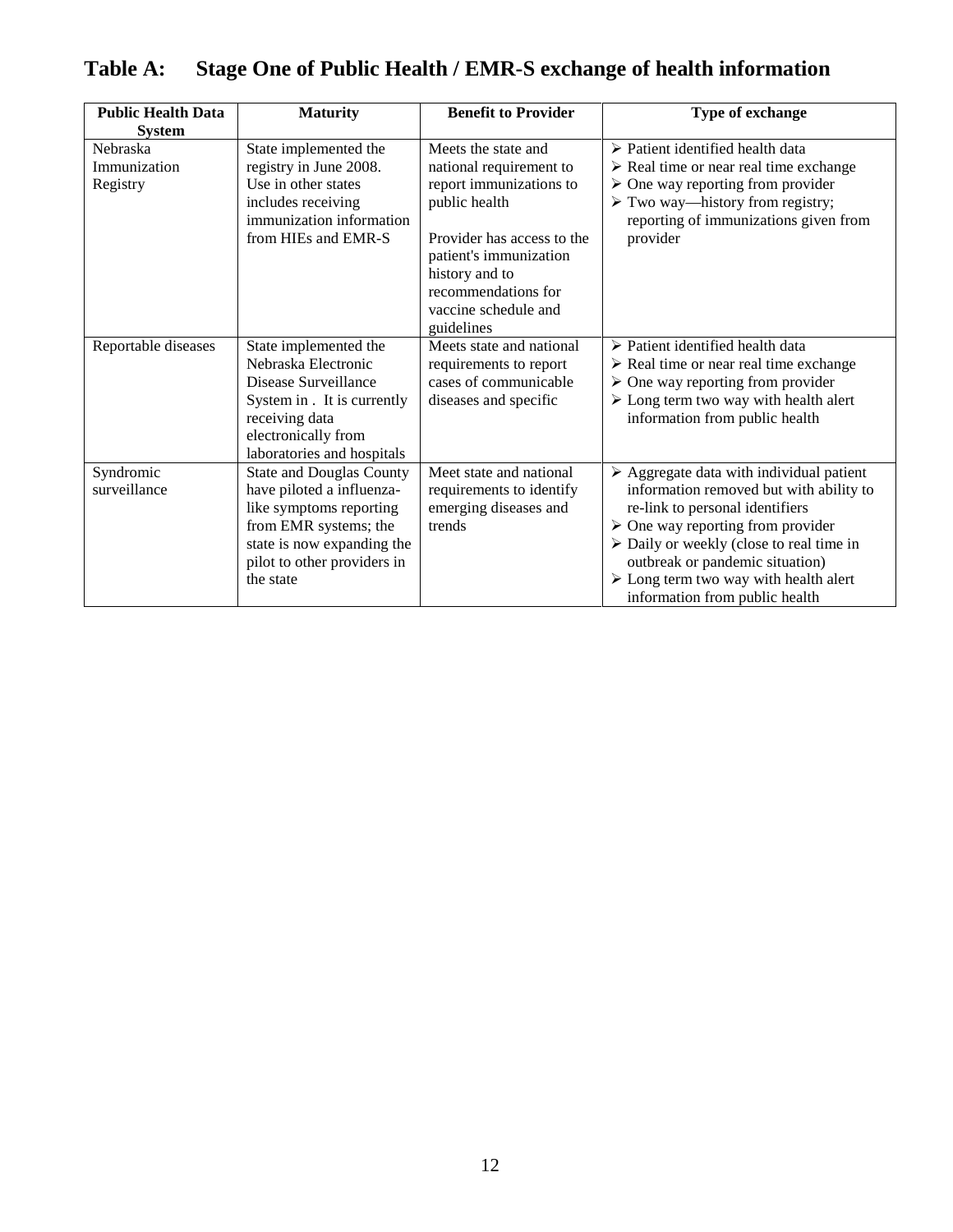## Table A: Stage One of Public Health / EMR-S exchange of health information

| Public Health Data System | Maturity | Benefit to Provider | Type of exchange |
|---|---|---|---|
| Nebraska Immunization Registry | State implemented the registry in June 2008. Use in other states includes receiving immunization information from HIEs and EMR-S | Meets the state and national requirement to report immunizations to public health<br><br>Provider has access to the patient's immunization history and to recommendations for vaccine schedule and guidelines | ➢ Patient identified health data<br>➢ Real time or near real time exchange<br>➢ One way reporting from provider<br>➢ Two way—history from registry; reporting of immunizations given from provider |
| Reportable diseases | State implemented the Nebraska Electronic Disease Surveillance System in . It is currently receiving data electronically from laboratories and hospitals | Meets state and national requirements to report cases of communicable diseases and specific | ➢ Patient identified health data<br>➢ Real time or near real time exchange<br>➢ One way reporting from provider<br>➢ Long term two way with health alert information from public health |
| Syndromic surveillance | State and Douglas County have piloted a influenza-like symptoms reporting from EMR systems; the state is now expanding the pilot to other providers in the state | Meet state and national requirements to identify emerging diseases and trends | ➢ Aggregate data with individual patient information removed but with ability to re-link to personal identifiers<br>➢ One way reporting from provider<br>➢ Daily or weekly (close to real time in outbreak or pandemic situation)<br>➢ Long term two way with health alert information from public health |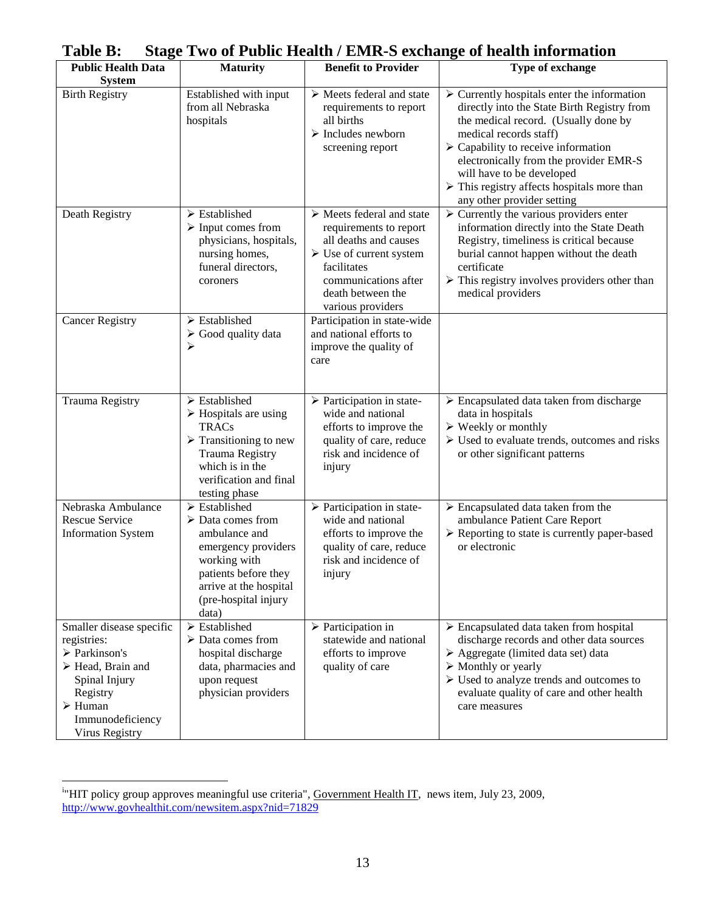# Table B: Stage Two of Public Health / EMR-S exchange of health information

| Public Health Data System | Maturity | Benefit to Provider | Type of exchange |
|---|---|---|---|
| Birth Registry | Established with input from all Nebraska hospitals | ➢ Meets federal and state requirements to report all births<br>➢ Includes newborn screening report | ➢ Currently hospitals enter the information directly into the State Birth Registry from the medical record. (Usually done by medical records staff)<br>➢ Capability to receive information electronically from the provider EMR-S will have to be developed<br>➢ This registry affects hospitals more than any other provider setting |
| Death Registry | ➢ Established<br>➢ Input comes from physicians, hospitals, nursing homes, funeral directors, coroners | ➢ Meets federal and state requirements to report all deaths and causes<br>➢ Use of current system facilitates communications after death between the various providers | ➢ Currently the various providers enter information directly into the State Death Registry, timeliness is critical because burial cannot happen without the death certificate<br>➢ This registry involves providers other than medical providers |
| Cancer Registry | ➢ Established<br>➢ Good quality data<br>➢ | Participation in state-wide and national efforts to improve the quality of care | |
| Trauma Registry | ➢ Established<br>➢ Hospitals are using TRACs<br>➢ Transitioning to new Trauma Registry which is in the verification and final testing phase | ➢ Participation in state-wide and national efforts to improve the quality of care, reduce risk and incidence of injury | ➢ Encapsulated data taken from discharge data in hospitals<br>➢ Weekly or monthly<br>➢ Used to evaluate trends, outcomes and risks or other significant patterns |
| Nebraska Ambulance Rescue Service Information System | ➢ Established<br>➢ Data comes from ambulance and emergency providers working with patients before they arrive at the hospital (pre-hospital injury data) | ➢ Participation in state-wide and national efforts to improve the quality of care, reduce risk and incidence of injury | ➢ Encapsulated data taken from the ambulance Patient Care Report<br>➢ Reporting to state is currently paper-based or electronic |
| Smaller disease specific registries:<br>➢ Parkinson's<br>➢ Head, Brain and Spinal Injury Registry<br>➢ Human Immunodeficiency Virus Registry | ➢ Established<br>➢ Data comes from hospital discharge data, pharmacies and upon request physician providers | ➢ Participation in statewide and national efforts to improve quality of care | ➢ Encapsulated data taken from hospital discharge records and other data sources<br>➢ Aggregate (limited data set) data<br>➢ Monthly or yearly<br>➢ Used to analyze trends and outcomes to evaluate quality of care and other health care measures |

---

[i] "HIT policy group approves meaningful use criteria", Government Health IT, news item, July 23, 2009, http://www.govhealthit.com/newsitem.aspx?nid=71829